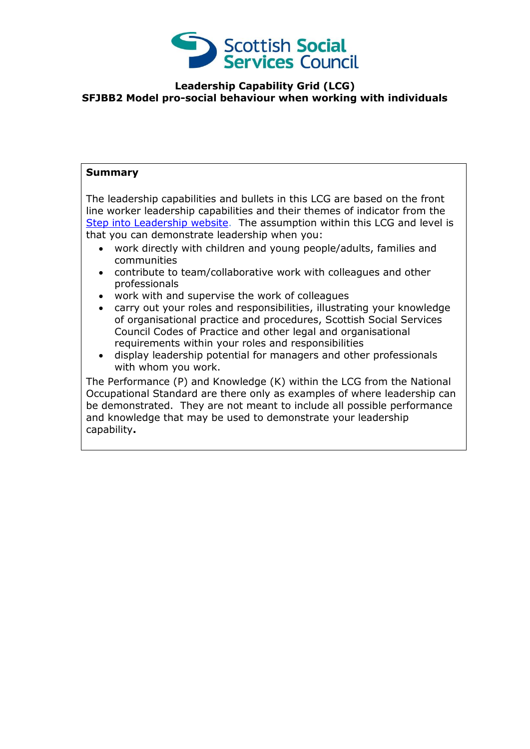Scottish Social Services Council

# Leadership Capability Grid (LCG)
# SFJBB2 Model pro-social behaviour when working with individuals

**Summary**

The leadership capabilities and bullets in this LCG are based on the front line worker leadership capabilities and their themes of indicator from the [Step into Leadership website](). The assumption within this LCG and level is that you can demonstrate leadership when you:

- work directly with children and young people/adults, families and communities
- contribute to team/collaborative work with colleagues and other professionals
- work with and supervise the work of colleagues
- carry out your roles and responsibilities, illustrating your knowledge of organisational practice and procedures, Scottish Social Services Council Codes of Practice and other legal and organisational requirements within your roles and responsibilities
- display leadership potential for managers and other professionals with whom you work.

The Performance (P) and Knowledge (K) within the LCG from the National Occupational Standard are there only as examples of where leadership can be demonstrated. They are not meant to include all possible performance and knowledge that may be used to demonstrate your leadership capability**.**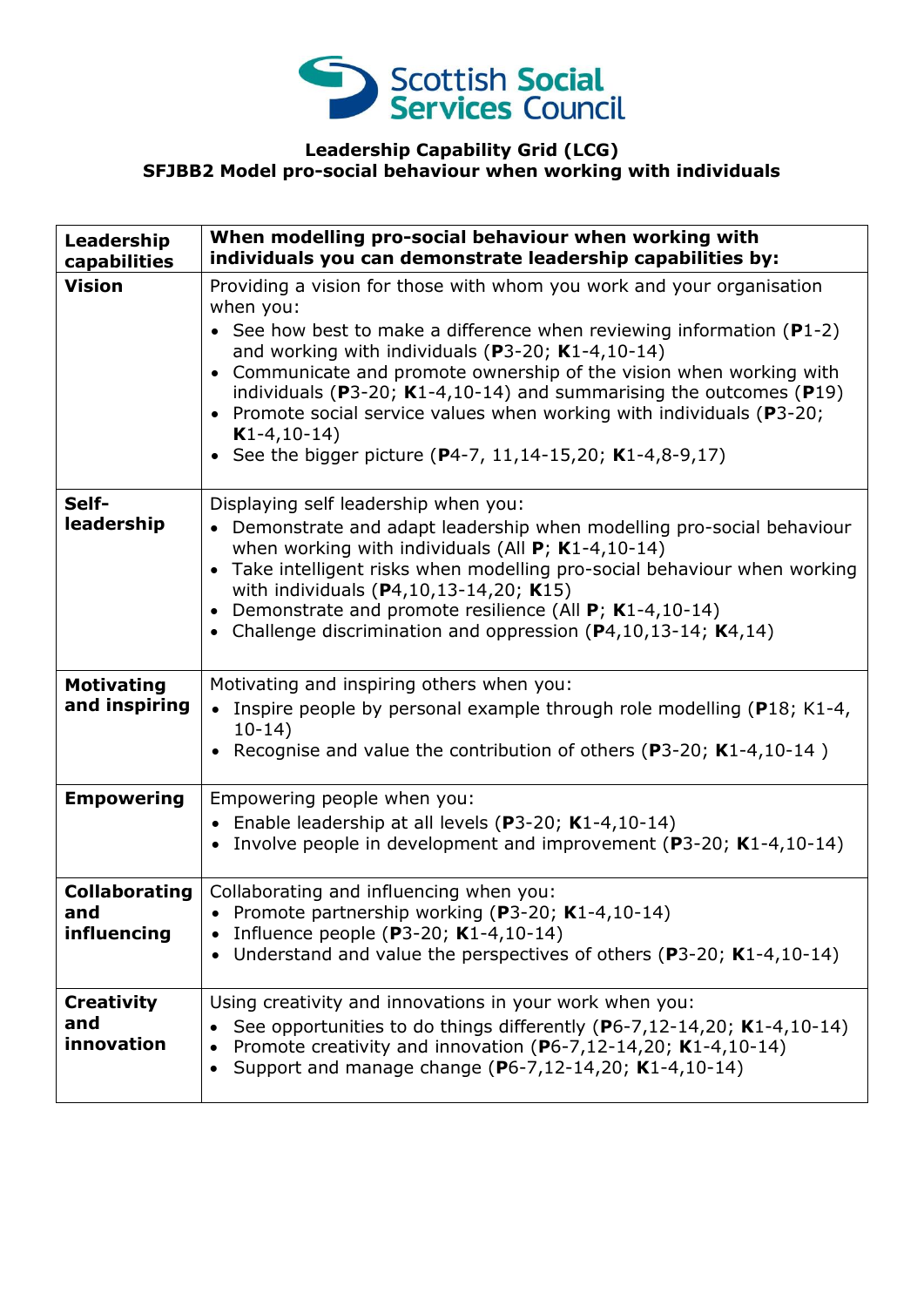Scottish Social Services Council

**Leadership Capability Grid (LCG)**
**SFJBB2 Model pro-social behaviour when working with individuals**

| Leadership capabilities | When modelling pro-social behaviour when working with individuals you can demonstrate leadership capabilities by: |
|---|---|
| **Vision** | Providing a vision for those with whom you work and your organisation when you:<br>• See how best to make a difference when reviewing information (**P**1-2) and working with individuals (**P**3-20; **K**1-4,10-14)<br>• Communicate and promote ownership of the vision when working with individuals (**P**3-20; **K**1-4,10-14) and summarising the outcomes (**P**19)<br>• Promote social service values when working with individuals (**P**3-20; **K**1-4,10-14)<br>• See the bigger picture (**P**4-7, 11,14-15,20; **K**1-4,8-9,17) |
| **Self-leadership** | Displaying self leadership when you:<br>• Demonstrate and adapt leadership when modelling pro-social behaviour when working with individuals (All **P**; **K**1-4,10-14)<br>• Take intelligent risks when modelling pro-social behaviour when working with individuals (**P**4,10,13-14,20; **K**15)<br>• Demonstrate and promote resilience (All **P**; **K**1-4,10-14)<br>• Challenge discrimination and oppression (**P**4,10,13-14; **K**4,14) |
| **Motivating and inspiring** | Motivating and inspiring others when you:<br>• Inspire people by personal example through role modelling (**P**18; K1-4, 10-14)<br>• Recognise and value the contribution of others (**P**3-20; **K**1-4,10-14 ) |
| **Empowering** | Empowering people when you:<br>• Enable leadership at all levels (**P**3-20; **K**1-4,10-14)<br>• Involve people in development and improvement (**P**3-20; **K**1-4,10-14) |
| **Collaborating and influencing** | Collaborating and influencing when you:<br>• Promote partnership working (**P**3-20; **K**1-4,10-14)<br>• Influence people (**P**3-20; **K**1-4,10-14)<br>• Understand and value the perspectives of others (**P**3-20; **K**1-4,10-14) |
| **Creativity and innovation** | Using creativity and innovations in your work when you:<br>• See opportunities to do things differently (**P**6-7,12-14,20; **K**1-4,10-14)<br>• Promote creativity and innovation (**P**6-7,12-14,20; **K**1-4,10-14)<br>• Support and manage change (**P**6-7,12-14,20; **K**1-4,10-14) |